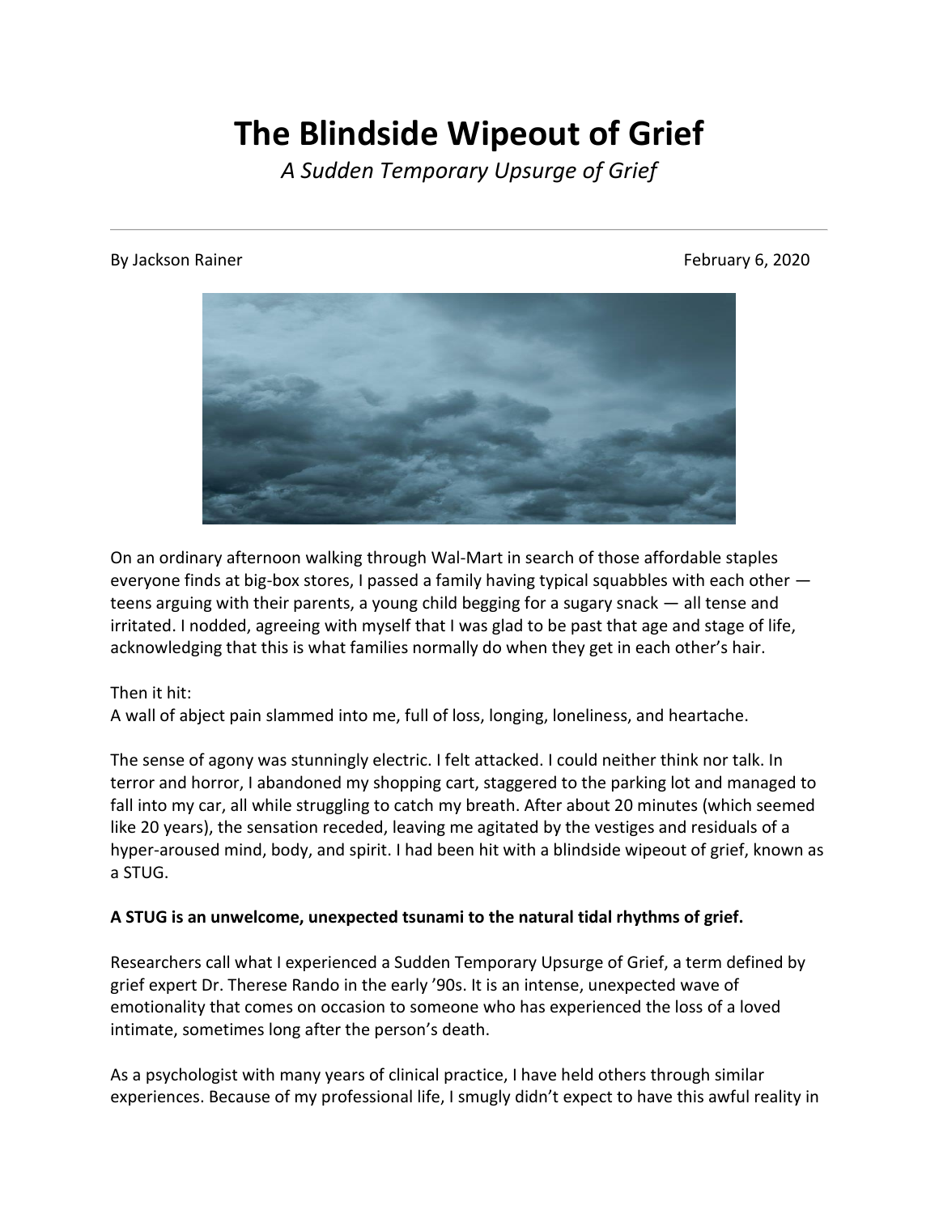# The Blindside Wipeout of Grief

*A Sudden Temporary Upsurge of Grief*

---

By Jackson Rainer February 6, 2020

On an ordinary afternoon walking through Wal-Mart in search of those affordable staples everyone finds at big-box stores, I passed a family having typical squabbles with each other — teens arguing with their parents, a young child begging for a sugary snack — all tense and irritated. I nodded, agreeing with myself that I was glad to be past that age and stage of life, acknowledging that this is what families normally do when they get in each other's hair.

Then it hit:
A wall of abject pain slammed into me, full of loss, longing, loneliness, and heartache.

The sense of agony was stunningly electric. I felt attacked. I could neither think nor talk. In terror and horror, I abandoned my shopping cart, staggered to the parking lot and managed to fall into my car, all while struggling to catch my breath. After about 20 minutes (which seemed like 20 years), the sensation receded, leaving me agitated by the vestiges and residuals of a hyper-aroused mind, body, and spirit. I had been hit with a blindside wipeout of grief, known as a STUG.

**A STUG is an unwelcome, unexpected tsunami to the natural tidal rhythms of grief.**

Researchers call what I experienced a Sudden Temporary Upsurge of Grief, a term defined by grief expert Dr. Therese Rando in the early '90s. It is an intense, unexpected wave of emotionality that comes on occasion to someone who has experienced the loss of a loved intimate, sometimes long after the person's death.

As a psychologist with many years of clinical practice, I have held others through similar experiences. Because of my professional life, I smugly didn't expect to have this awful reality in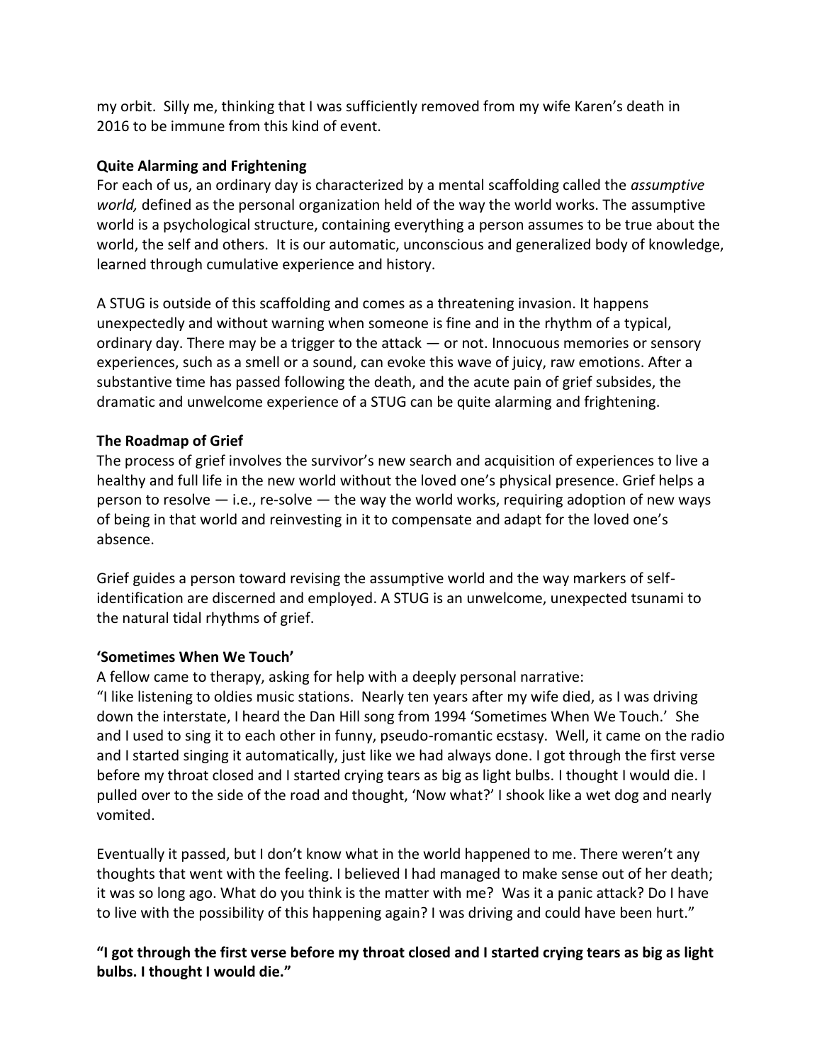my orbit. Silly me, thinking that I was sufficiently removed from my wife Karen's death in 2016 to be immune from this kind of event.

**Quite Alarming and Frightening**

For each of us, an ordinary day is characterized by a mental scaffolding called the *assumptive world,* defined as the personal organization held of the way the world works. The assumptive world is a psychological structure, containing everything a person assumes to be true about the world, the self and others. It is our automatic, unconscious and generalized body of knowledge, learned through cumulative experience and history.

A STUG is outside of this scaffolding and comes as a threatening invasion. It happens unexpectedly and without warning when someone is fine and in the rhythm of a typical, ordinary day. There may be a trigger to the attack — or not. Innocuous memories or sensory experiences, such as a smell or a sound, can evoke this wave of juicy, raw emotions. After a substantive time has passed following the death, and the acute pain of grief subsides, the dramatic and unwelcome experience of a STUG can be quite alarming and frightening.

**The Roadmap of Grief**

The process of grief involves the survivor's new search and acquisition of experiences to live a healthy and full life in the new world without the loved one's physical presence. Grief helps a person to resolve — i.e., re-solve — the way the world works, requiring adoption of new ways of being in that world and reinvesting in it to compensate and adapt for the loved one's absence.

Grief guides a person toward revising the assumptive world and the way markers of self-identification are discerned and employed. A STUG is an unwelcome, unexpected tsunami to the natural tidal rhythms of grief.

**'Sometimes When We Touch'**

A fellow came to therapy, asking for help with a deeply personal narrative:

"I like listening to oldies music stations. Nearly ten years after my wife died, as I was driving down the interstate, I heard the Dan Hill song from 1994 'Sometimes When We Touch.' She and I used to sing it to each other in funny, pseudo-romantic ecstasy. Well, it came on the radio and I started singing it automatically, just like we had always done. I got through the first verse before my throat closed and I started crying tears as big as light bulbs. I thought I would die. I pulled over to the side of the road and thought, 'Now what?' I shook like a wet dog and nearly vomited.

Eventually it passed, but I don't know what in the world happened to me. There weren't any thoughts that went with the feeling. I believed I had managed to make sense out of her death; it was so long ago. What do you think is the matter with me? Was it a panic attack? Do I have to live with the possibility of this happening again? I was driving and could have been hurt."

**"I got through the first verse before my throat closed and I started crying tears as big as light bulbs. I thought I would die."**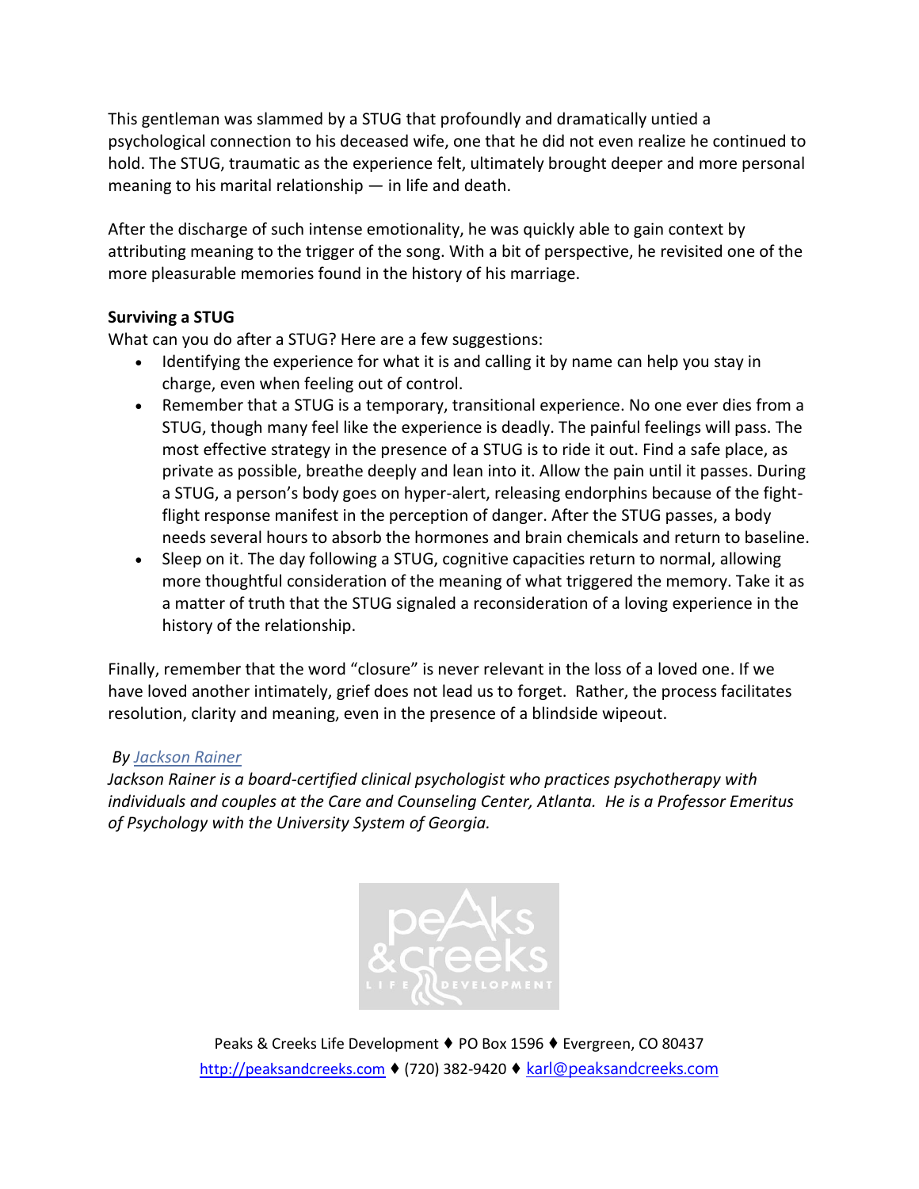This gentleman was slammed by a STUG that profoundly and dramatically untied a psychological connection to his deceased wife, one that he did not even realize he continued to hold. The STUG, traumatic as the experience felt, ultimately brought deeper and more personal meaning to his marital relationship — in life and death.

After the discharge of such intense emotionality, he was quickly able to gain context by attributing meaning to the trigger of the song. With a bit of perspective, he revisited one of the more pleasurable memories found in the history of his marriage.

**Surviving a STUG**

What can you do after a STUG? Here are a few suggestions:

- Identifying the experience for what it is and calling it by name can help you stay in charge, even when feeling out of control.
- Remember that a STUG is a temporary, transitional experience. No one ever dies from a STUG, though many feel like the experience is deadly. The painful feelings will pass. The most effective strategy in the presence of a STUG is to ride it out. Find a safe place, as private as possible, breathe deeply and lean into it. Allow the pain until it passes. During a STUG, a person's body goes on hyper-alert, releasing endorphins because of the fight-flight response manifest in the perception of danger. After the STUG passes, a body needs several hours to absorb the hormones and brain chemicals and return to baseline.
- Sleep on it. The day following a STUG, cognitive capacities return to normal, allowing more thoughtful consideration of the meaning of what triggered the memory. Take it as a matter of truth that the STUG signaled a reconsideration of a loving experience in the history of the relationship.

Finally, remember that the word "closure" is never relevant in the loss of a loved one. If we have loved another intimately, grief does not lead us to forget. Rather, the process facilitates resolution, clarity and meaning, even in the presence of a blindside wipeout.

*By [Jackson Rainer]*

*Jackson Rainer is a board-certified clinical psychologist who practices psychotherapy with individuals and couples at the Care and Counseling Center, Atlanta. He is a Professor Emeritus of Psychology with the University System of Georgia.*

Peaks & Creeks Life Development ♦ PO Box 1596 ♦ Evergreen, CO 80437

http://peaksandcreeks.com ♦ (720) 382-9420 ♦ karl@peaksandcreeks.com